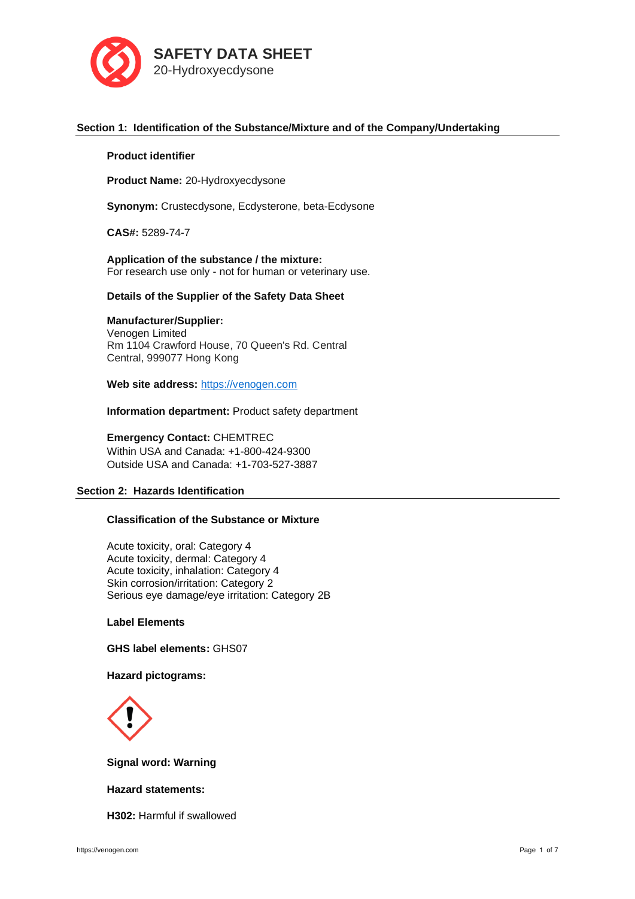# SAFETY DATA SHEET

20-Hydroxyecdysone

## Section 1: Identification of the Substance/Mixture and of the Company/Undertaking

**Product identifier**

**Product Name:** 20-Hydroxyecdysone

**Synonym:** Crustecdysone, Ecdysterone, beta-Ecdysone

**CAS#:** 5289-74-7

**Application of the substance / the mixture:**
For research use only - not for human or veterinary use.

**Details of the Supplier of the Safety Data Sheet**

**Manufacturer/Supplier:**
Venogen Limited
Rm 1104 Crawford House, 70 Queen's Rd. Central
Central, 999077 Hong Kong

**Web site address:** https://venogen.com

**Information department:** Product safety department

**Emergency Contact:** CHEMTREC
Within USA and Canada: +1-800-424-9300
Outside USA and Canada: +1-703-527-3887

## Section 2: Hazards Identification

**Classification of the Substance or Mixture**

Acute toxicity, oral: Category 4
Acute toxicity, dermal: Category 4
Acute toxicity, inhalation: Category 4
Skin corrosion/irritation: Category 2
Serious eye damage/eye irritation: Category 2B

**Label Elements**

**GHS label elements:** GHS07

**Hazard pictograms:**

**Signal word: Warning**

**Hazard statements:**

**H302:** Harmful if swallowed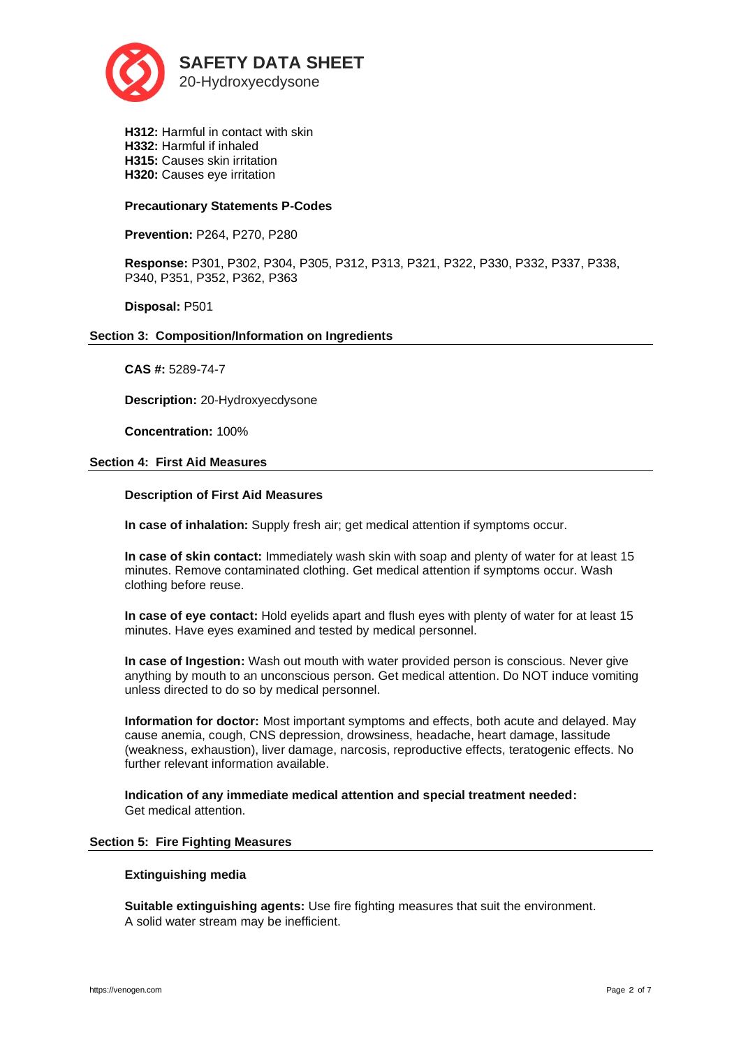**H312:** Harmful in contact with skin
**H332:** Harmful if inhaled
**H315:** Causes skin irritation
**H320:** Causes eye irritation

**Precautionary Statements P-Codes**

**Prevention:** P264, P270, P280

**Response:** P301, P302, P304, P305, P312, P313, P321, P322, P330, P332, P337, P338, P340, P351, P352, P362, P363

**Disposal:** P501

## Section 3: Composition/Information on Ingredients

**CAS #:** 5289-74-7

**Description:** 20-Hydroxyecdysone

**Concentration:** 100%

## Section 4: First Aid Measures

**Description of First Aid Measures**

**In case of inhalation:** Supply fresh air; get medical attention if symptoms occur.

**In case of skin contact:** Immediately wash skin with soap and plenty of water for at least 15 minutes. Remove contaminated clothing. Get medical attention if symptoms occur. Wash clothing before reuse.

**In case of eye contact:** Hold eyelids apart and flush eyes with plenty of water for at least 15 minutes. Have eyes examined and tested by medical personnel.

**In case of Ingestion:** Wash out mouth with water provided person is conscious. Never give anything by mouth to an unconscious person. Get medical attention. Do NOT induce vomiting unless directed to do so by medical personnel.

**Information for doctor:** Most important symptoms and effects, both acute and delayed. May cause anemia, cough, CNS depression, drowsiness, headache, heart damage, lassitude (weakness, exhaustion), liver damage, narcosis, reproductive effects, teratogenic effects. No further relevant information available.

**Indication of any immediate medical attention and special treatment needed:**
Get medical attention.

## Section 5: Fire Fighting Measures

**Extinguishing media**

**Suitable extinguishing agents:** Use fire fighting measures that suit the environment.
A solid water stream may be inefficient.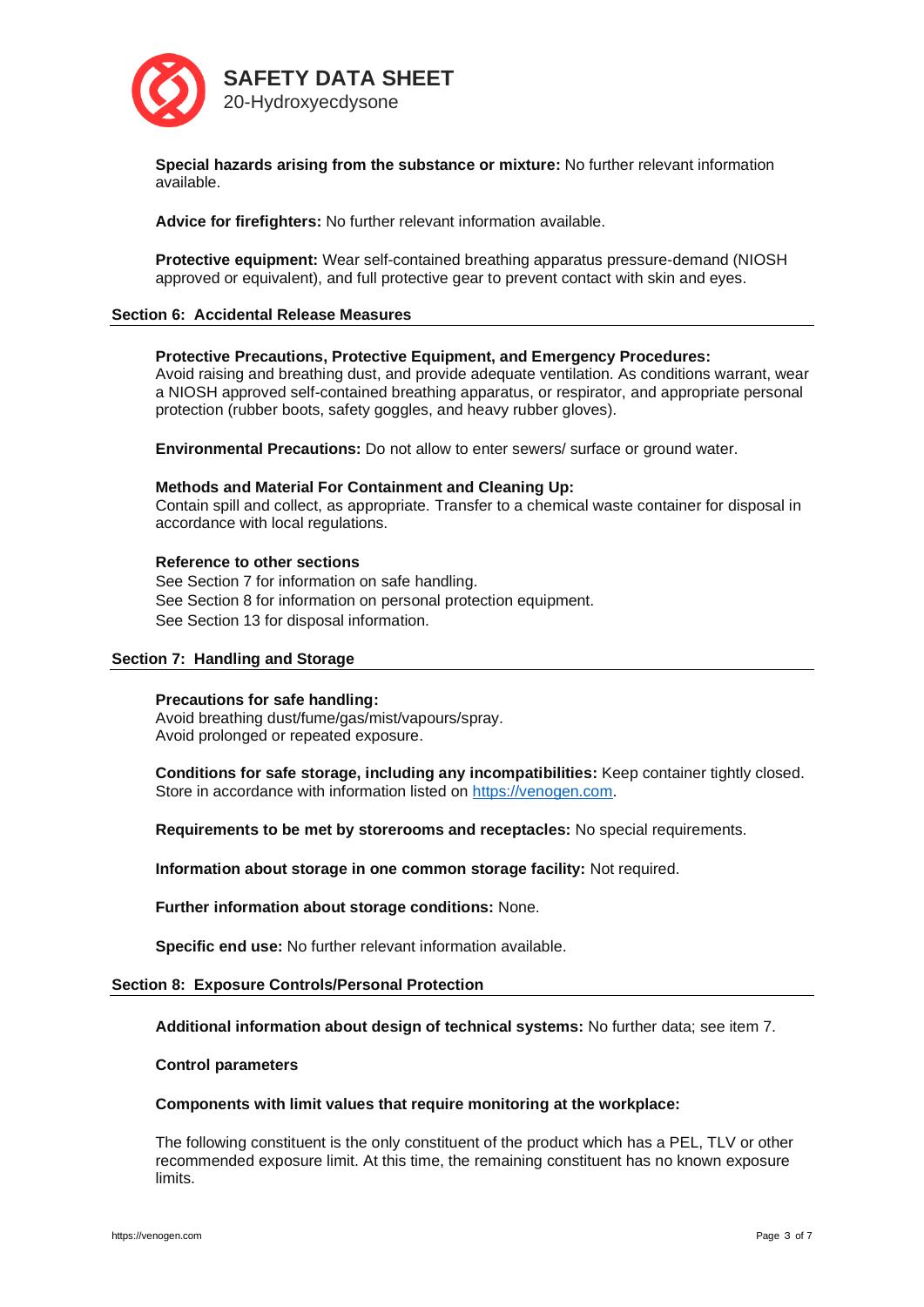**Special hazards arising from the substance or mixture:** No further relevant information available.

**Advice for firefighters:** No further relevant information available.

**Protective equipment:** Wear self-contained breathing apparatus pressure-demand (NIOSH approved or equivalent), and full protective gear to prevent contact with skin and eyes.

## Section 6: Accidental Release Measures

**Protective Precautions, Protective Equipment, and Emergency Procedures:**
Avoid raising and breathing dust, and provide adequate ventilation. As conditions warrant, wear a NIOSH approved self-contained breathing apparatus, or respirator, and appropriate personal protection (rubber boots, safety goggles, and heavy rubber gloves).

**Environmental Precautions:** Do not allow to enter sewers/ surface or ground water.

**Methods and Material For Containment and Cleaning Up:**
Contain spill and collect, as appropriate. Transfer to a chemical waste container for disposal in accordance with local regulations.

**Reference to other sections**
See Section 7 for information on safe handling.
See Section 8 for information on personal protection equipment.
See Section 13 for disposal information.

## Section 7: Handling and Storage

**Precautions for safe handling:**
Avoid breathing dust/fume/gas/mist/vapours/spray.
Avoid prolonged or repeated exposure.

**Conditions for safe storage, including any incompatibilities:** Keep container tightly closed. Store in accordance with information listed on [https://venogen.com](https://venogen.com).

**Requirements to be met by storerooms and receptacles:** No special requirements.

**Information about storage in one common storage facility:** Not required.

**Further information about storage conditions:** None.

**Specific end use:** No further relevant information available.

## Section 8: Exposure Controls/Personal Protection

**Additional information about design of technical systems:** No further data; see item 7.

**Control parameters**

**Components with limit values that require monitoring at the workplace:**

The following constituent is the only constituent of the product which has a PEL, TLV or other recommended exposure limit. At this time, the remaining constituent has no known exposure limits.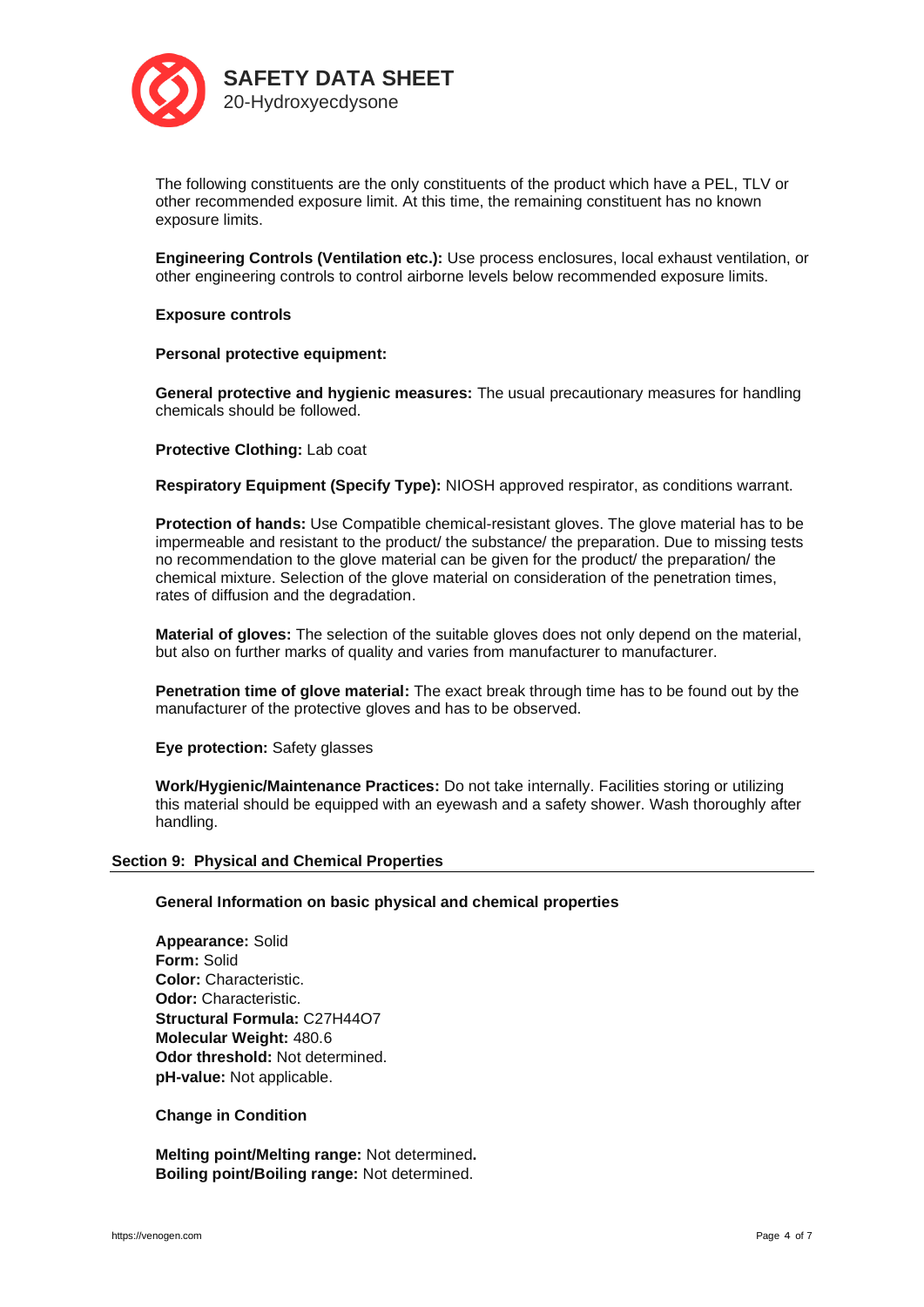The following constituents are the only constituents of the product which have a PEL, TLV or other recommended exposure limit. At this time, the remaining constituent has no known exposure limits.

**Engineering Controls (Ventilation etc.):** Use process enclosures, local exhaust ventilation, or other engineering controls to control airborne levels below recommended exposure limits.

**Exposure controls**

**Personal protective equipment:**

**General protective and hygienic measures:** The usual precautionary measures for handling chemicals should be followed.

**Protective Clothing:** Lab coat

**Respiratory Equipment (Specify Type):** NIOSH approved respirator, as conditions warrant.

**Protection of hands:** Use Compatible chemical-resistant gloves. The glove material has to be impermeable and resistant to the product/ the substance/ the preparation. Due to missing tests no recommendation to the glove material can be given for the product/ the preparation/ the chemical mixture. Selection of the glove material on consideration of the penetration times, rates of diffusion and the degradation.

**Material of gloves:** The selection of the suitable gloves does not only depend on the material, but also on further marks of quality and varies from manufacturer to manufacturer.

**Penetration time of glove material:** The exact break through time has to be found out by the manufacturer of the protective gloves and has to be observed.

**Eye protection:** Safety glasses

**Work/Hygienic/Maintenance Practices:** Do not take internally. Facilities storing or utilizing this material should be equipped with an eyewash and a safety shower. Wash thoroughly after handling.

## Section 9: Physical and Chemical Properties

**General Information on basic physical and chemical properties**

**Appearance:** Solid
**Form:** Solid
**Color:** Characteristic.
**Odor:** Characteristic.
**Structural Formula:** $C_{27}H_{44}O_7$
**Molecular Weight:** 480.6
**Odor threshold:** Not determined.
**pH-value:** Not applicable.

**Change in Condition**

**Melting point/Melting range:** Not determined**.**
**Boiling point/Boiling range:** Not determined.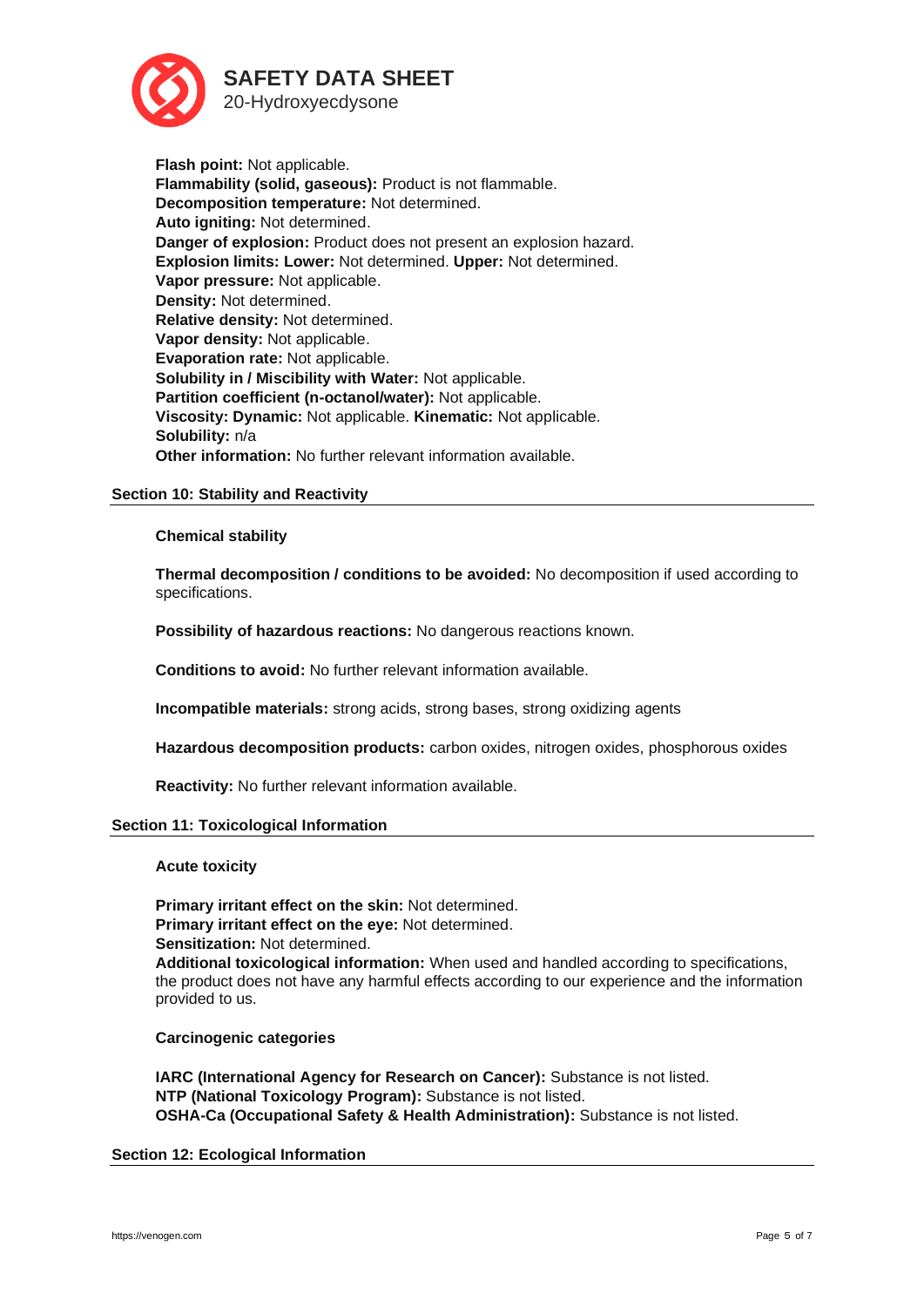**Flash point:** Not applicable.
**Flammability (solid, gaseous):** Product is not flammable.
**Decomposition temperature:** Not determined.
**Auto igniting:** Not determined.
**Danger of explosion:** Product does not present an explosion hazard.
**Explosion limits: Lower:** Not determined. **Upper:** Not determined.
**Vapor pressure:** Not applicable.
**Density:** Not determined.
**Relative density:** Not determined.
**Vapor density:** Not applicable.
**Evaporation rate:** Not applicable.
**Solubility in / Miscibility with Water:** Not applicable.
**Partition coefficient (n-octanol/water):** Not applicable.
**Viscosity: Dynamic:** Not applicable. **Kinematic:** Not applicable.
**Solubility:** n/a
**Other information:** No further relevant information available.

## Section 10: Stability and Reactivity

**Chemical stability**

**Thermal decomposition / conditions to be avoided:** No decomposition if used according to specifications.

**Possibility of hazardous reactions:** No dangerous reactions known.

**Conditions to avoid:** No further relevant information available.

**Incompatible materials:** strong acids, strong bases, strong oxidizing agents

**Hazardous decomposition products:** carbon oxides, nitrogen oxides, phosphorous oxides

**Reactivity:** No further relevant information available.

## Section 11: Toxicological Information

**Acute toxicity**

**Primary irritant effect on the skin:** Not determined.
**Primary irritant effect on the eye:** Not determined.
**Sensitization:** Not determined.
**Additional toxicological information:** When used and handled according to specifications, the product does not have any harmful effects according to our experience and the information provided to us.

**Carcinogenic categories**

**IARC (International Agency for Research on Cancer):** Substance is not listed.
**NTP (National Toxicology Program):** Substance is not listed.
**OSHA-Ca (Occupational Safety & Health Administration):** Substance is not listed.

## Section 12: Ecological Information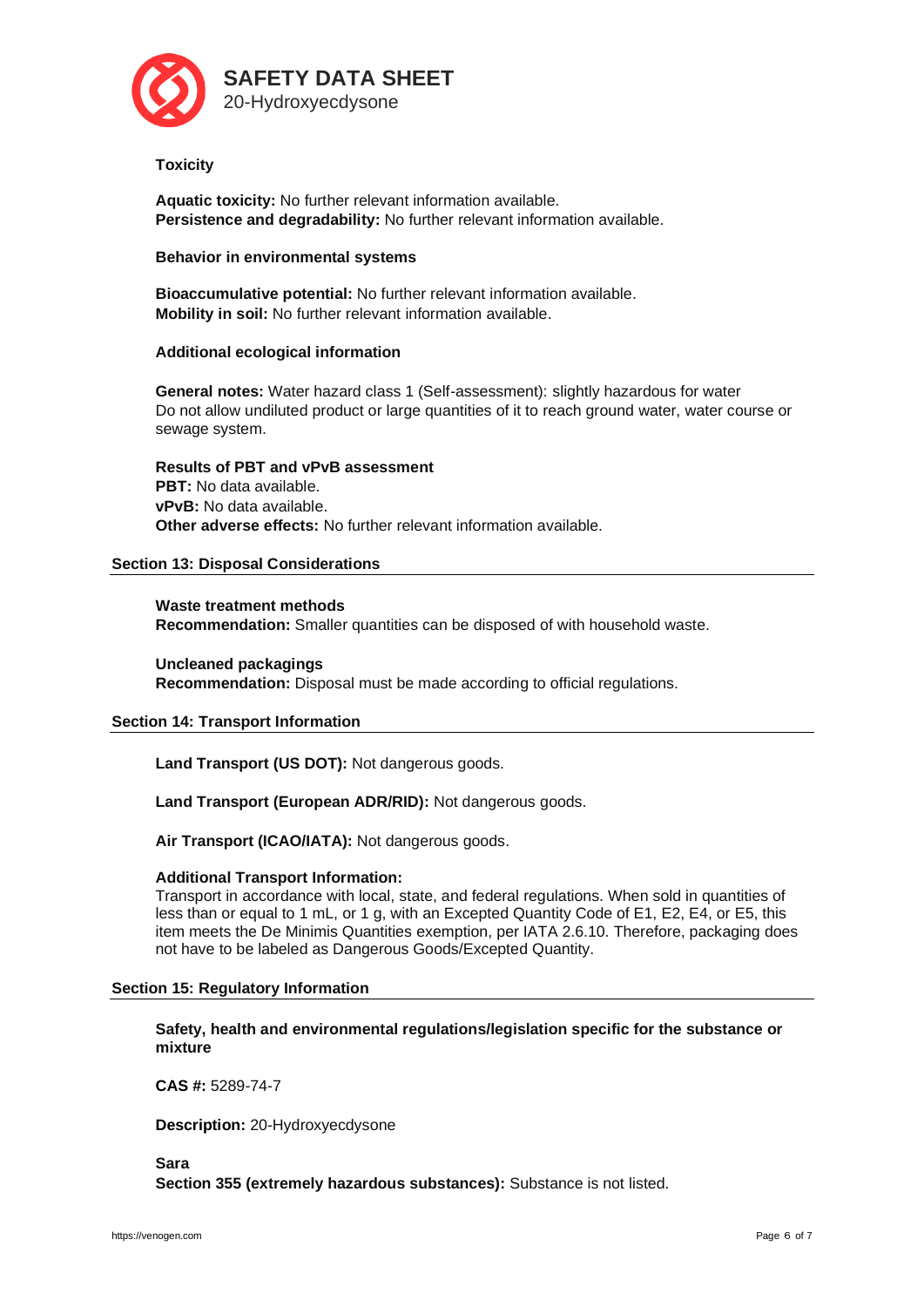**Toxicity**

**Aquatic toxicity:** No further relevant information available.
**Persistence and degradability:** No further relevant information available.

**Behavior in environmental systems**

**Bioaccumulative potential:** No further relevant information available.
**Mobility in soil:** No further relevant information available.

**Additional ecological information**

**General notes:** Water hazard class 1 (Self-assessment): slightly hazardous for water
Do not allow undiluted product or large quantities of it to reach ground water, water course or sewage system.

**Results of PBT and vPvB assessment**
**PBT:** No data available.
**vPvB:** No data available.
**Other adverse effects:** No further relevant information available.

## Section 13: Disposal Considerations

**Waste treatment methods**
**Recommendation:** Smaller quantities can be disposed of with household waste.

**Uncleaned packagings**
**Recommendation:** Disposal must be made according to official regulations.

## Section 14: Transport Information

**Land Transport (US DOT):** Not dangerous goods.

**Land Transport (European ADR/RID):** Not dangerous goods.

**Air Transport (ICAO/IATA):** Not dangerous goods.

**Additional Transport Information:**
Transport in accordance with local, state, and federal regulations. When sold in quantities of less than or equal to 1 mL, or 1 g, with an Excepted Quantity Code of E1, E2, E4, or E5, this item meets the De Minimis Quantities exemption, per IATA 2.6.10. Therefore, packaging does not have to be labeled as Dangerous Goods/Excepted Quantity.

## Section 15: Regulatory Information

**Safety, health and environmental regulations/legislation specific for the substance or mixture**

**CAS #:** 5289-74-7

**Description:** 20-Hydroxyecdysone

**Sara**
**Section 355 (extremely hazardous substances):** Substance is not listed.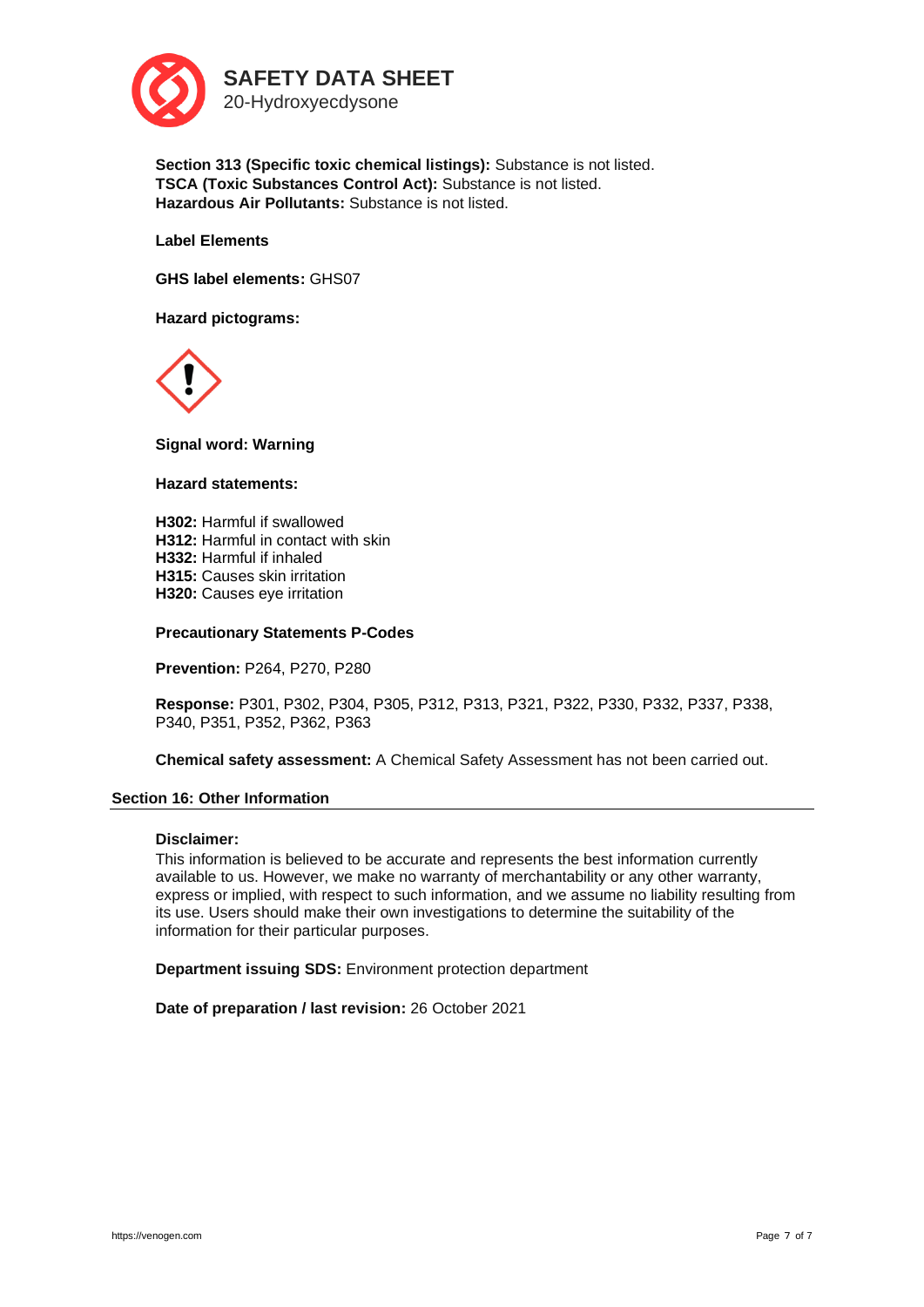**Section 313 (Specific toxic chemical listings):** Substance is not listed.
**TSCA (Toxic Substances Control Act):** Substance is not listed.
**Hazardous Air Pollutants:** Substance is not listed.

**Label Elements**

**GHS label elements:** GHS07

**Hazard pictograms:**

**Signal word: Warning**

**Hazard statements:**

**H302:** Harmful if swallowed
**H312:** Harmful in contact with skin
**H332:** Harmful if inhaled
**H315:** Causes skin irritation
**H320:** Causes eye irritation

**Precautionary Statements P-Codes**

**Prevention:** P264, P270, P280

**Response:** P301, P302, P304, P305, P312, P313, P321, P322, P330, P332, P337, P338, P340, P351, P352, P362, P363

**Chemical safety assessment:** A Chemical Safety Assessment has not been carried out.

## Section 16: Other Information

**Disclaimer:**
This information is believed to be accurate and represents the best information currently available to us. However, we make no warranty of merchantability or any other warranty, express or implied, with respect to such information, and we assume no liability resulting from its use. Users should make their own investigations to determine the suitability of the information for their particular purposes.

**Department issuing SDS:** Environment protection department

**Date of preparation / last revision:** 26 October 2021